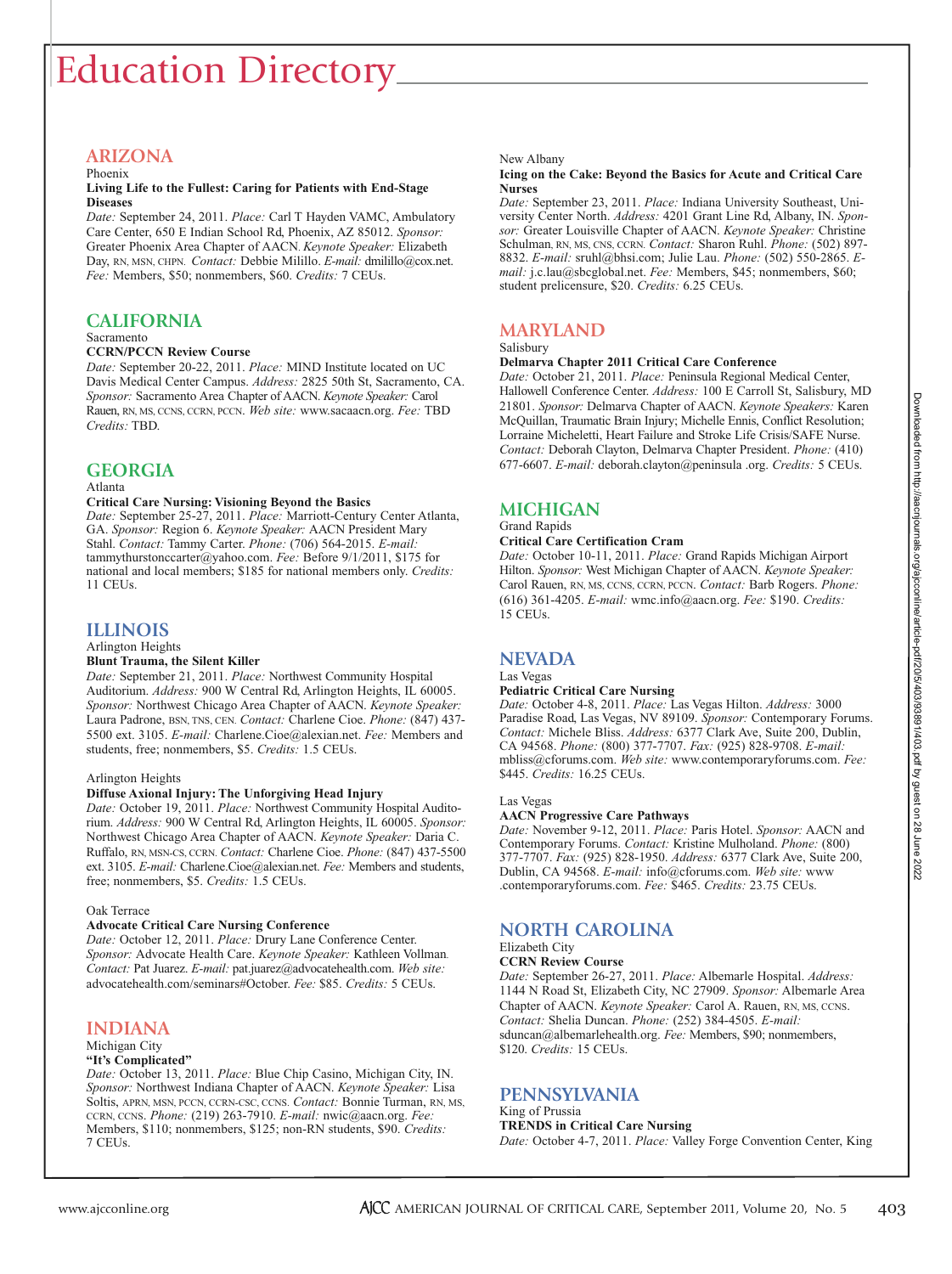# Education Directory

## ARIZONA

Phoenix

**Living Life to the Fullest: Caring for Patients with End-Stage Diseases**

*Date:* September 24, 2011. *Place:* Carl T Hayden VAMC, Ambulatory Care Center, 650 E Indian School Rd, Phoenix, AZ 85012. *Sponsor:* Greater Phoenix Area Chapter of AACN. *Keynote Speaker:* Elizabeth Day, RN, MSN, CHPN. *Contact:* Debbie Milillo. *E-mail:* dmilillo@cox.net. *Fee:* Members, $50; nonmembers, $60. *Credits:* 7 CEUs.

## CALIFORNIA

Sacramento

**CCRN/PCCN Review Course**

*Date:* September 20-22, 2011. *Place:* MIND Institute located on UC Davis Medical Center Campus. *Address:* 2825 50th St, Sacramento, CA. *Sponsor:* Sacramento Area Chapter of AACN. *Keynote Speaker:* Carol Rauen, RN, MS, CCNS, CCRN, PCCN. *Web site:* www.sacaacn.org. *Fee:* TBD *Credits:* TBD.

## GEORGIA

Atlanta

**Critical Care Nursing: Visioning Beyond the Basics**

*Date:* September 25-27, 2011. *Place:* Marriott-Century Center Atlanta, GA. *Sponsor:* Region 6. *Keynote Speaker:* AACN President Mary Stahl. *Contact:* Tammy Carter. *Phone:* (706) 564-2015. *E-mail:* tammythurstonccarter@yahoo.com. *Fee:* Before 9/1/2011, $175 for national and local members; $185 for national members only. *Credits:* 11 CEUs.

## ILLINOIS

Arlington Heights

**Blunt Trauma, the Silent Killer**

*Date:* September 21, 2011. *Place:* Northwest Community Hospital Auditorium. *Address:* 900 W Central Rd, Arlington Heights, IL 60005. *Sponsor:* Northwest Chicago Area Chapter of AACN. *Keynote Speaker:* Laura Padrone, BSN, TNS, CEN. *Contact:* Charlene Cioe. *Phone:* (847) 437-5500 ext. 3105. *E-mail:* Charlene.Cioe@alexian.net. *Fee:* Members and students, free; nonmembers, $5. *Credits:* 1.5 CEUs.

Arlington Heights

**Diffuse Axional Injury: The Unforgiving Head Injury**

*Date:* October 19, 2011. *Place:* Northwest Community Hospital Auditorium. *Address:* 900 W Central Rd, Arlington Heights, IL 60005. *Sponsor:* Northwest Chicago Area Chapter of AACN. *Keynote Speaker:* Daria C. Ruffalo, RN, MSN-CS, CCRN. *Contact:* Charlene Cioe. *Phone:* (847) 437-5500 ext. 3105. *E-mail:* Charlene.Cioe@alexian.net. *Fee:* Members and students, free; nonmembers, $5. *Credits:* 1.5 CEUs.

Oak Terrace

**Advocate Critical Care Nursing Conference**

*Date:* October 12, 2011. *Place:* Drury Lane Conference Center. *Sponsor:* Advocate Health Care. *Keynote Speaker:* Kathleen Vollman. *Contact:* Pat Juarez. *E-mail:* pat.juarez@advocatehealth.com. *Web site:* advocatehealth.com/seminars#October. *Fee:* $85. *Credits:* 5 CEUs.

## INDIANA

Michigan City

**"It's Complicated"**

*Date:* October 13, 2011. *Place:* Blue Chip Casino, Michigan City, IN. *Sponsor:* Northwest Indiana Chapter of AACN. *Keynote Speaker:* Lisa Soltis, APRN, MSN, PCCN, CCRN-CSC, CCNS. *Contact:* Bonnie Turman, RN, MS, CCRN, CCNS. *Phone:* (219) 263-7910. *E-mail:* nwic@aacn.org. *Fee:* Members, $110; nonmembers, $125; non-RN students, $90. *Credits:* 7 CEUs.

New Albany

**Icing on the Cake: Beyond the Basics for Acute and Critical Care Nurses**

*Date:* September 23, 2011. *Place:* Indiana University Southeast, University Center North. *Address:* 4201 Grant Line Rd, Albany, IN. *Sponsor:* Greater Louisville Chapter of AACN. *Keynote Speaker:* Christine Schulman, RN, MS, CNS, CCRN. *Contact:* Sharon Ruhl. *Phone:* (502) 897-8832. *E-mail:* sruhl@bhsi.com; Julie Lau. *Phone:* (502) 550-2865. *E-mail:* j.c.lau@sbcglobal.net. *Fee:* Members, $45; nonmembers, $60; student prelicensure, $20. *Credits:* 6.25 CEUs.

## MARYLAND

Salisbury

**Delmarva Chapter 2011 Critical Care Conference**

*Date:* October 21, 2011. *Place:* Peninsula Regional Medical Center, Hallowell Conference Center. *Address:* 100 E Carroll St, Salisbury, MD 21801. *Sponsor:* Delmarva Chapter of AACN. *Keynote Speakers:* Karen McQuillan, Traumatic Brain Injury; Michelle Ennis, Conflict Resolution; Lorraine Micheletti, Heart Failure and Stroke Life Crisis/SAFE Nurse. *Contact:* Deborah Clayton, Delmarva Chapter President. *Phone:* (410) 677-6607. *E-mail:* deborah.clayton@peninsula .org. *Credits:* 5 CEUs.

## MICHIGAN

Grand Rapids

**Critical Care Certification Cram**

*Date:* October 10-11, 2011. *Place:* Grand Rapids Michigan Airport Hilton. *Sponsor:* West Michigan Chapter of AACN. *Keynote Speaker:* Carol Rauen, RN, MS, CCNS, CCRN, PCCN. *Contact:* Barb Rogers. *Phone:* (616) 361-4205. *E-mail:* wmc.info@aacn.org. *Fee:* $190. *Credits:* 15 CEUs.

## NEVADA

Las Vegas

**Pediatric Critical Care Nursing**

*Date:* October 4-8, 2011. *Place:* Las Vegas Hilton. *Address:* 3000 Paradise Road, Las Vegas, NV 89109. *Sponsor:* Contemporary Forums. *Contact:* Michele Bliss. *Address:* 6377 Clark Ave, Suite 200, Dublin, CA 94568. *Phone:* (800) 377-7707. *Fax:* (925) 828-9708. *E-mail:* mbliss@cforums.com. *Web site:* www.contemporaryforums.com. *Fee:* $445. *Credits:* 16.25 CEUs.

Las Vegas

**AACN Progressive Care Pathways**

*Date:* November 9-12, 2011. *Place:* Paris Hotel. *Sponsor:* AACN and Contemporary Forums. *Contact:* Kristine Mulholand. *Phone:* (800) 377-7707. *Fax:* (925) 828-1950. *Address:* 6377 Clark Ave, Suite 200, Dublin, CA 94568. *E-mail:* info@cforums.com. *Web site:* www .contemporaryforums.com. *Fee:* $465. *Credits:* 23.75 CEUs.

## NORTH CAROLINA

Elizabeth City

**CCRN Review Course**

*Date:* September 26-27, 2011. *Place:* Albemarle Hospital. *Address:* 1144 N Road St, Elizabeth City, NC 27909. *Sponsor:* Albemarle Area Chapter of AACN. *Keynote Speaker:* Carol A. Rauen, RN, MS, CCNS. *Contact:* Shelia Duncan. *Phone:* (252) 384-4505. *E-mail:* sduncan@albemarlehealth.org. *Fee:* Members, $90; nonmembers, $120. *Credits:* 15 CEUs.

## PENNSYLVANIA

King of Prussia

**TRENDS in Critical Care Nursing**

*Date:* October 4-7, 2011. *Place:* Valley Forge Convention Center, King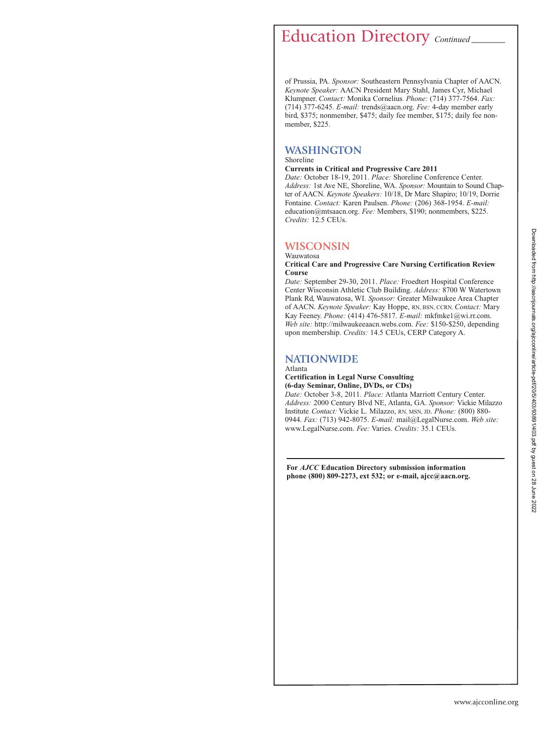# Education Directory *Continued*

of Prussia, PA. *Sponsor:* Southeastern Pennsylvania Chapter of AACN. *Keynote Speaker:* AACN President Mary Stahl, James Cyr, Michael Klumpner. *Contact:* Monika Cornelius. *Phone:* (714) 377-7564. *Fax:* (714) 377-6245. *E-mail:* trends@aacn.org. *Fee:* 4-day member early bird, $375; nonmember, $475; daily fee member, $175; daily fee nonmember, $225.

## WASHINGTON

Shoreline

**Currents in Critical and Progressive Care 2011**

*Date:* October 18-19, 2011. *Place:* Shoreline Conference Center. *Address:* 1st Ave NE, Shoreline, WA. *Sponsor:* Mountain to Sound Chapter of AACN. *Keynote Speakers:* 10/18, Dr Marc Shapiro; 10/19, Dorrie Fontaine. *Contact:* Karen Paulsen. *Phone:* (206) 368-1954. *E-mail:* education@mtsaacn.org. *Fee:* Members, $190; nonmembers, $225. *Credits:* 12.5 CEUs.

## WISCONSIN

Wauwatosa

**Critical Care and Progressive Care Nursing Certification Review Course**

*Date:* September 29-30, 2011. *Place:* Froedtert Hospital Conference Center Wisconsin Athletic Club Building. *Address:* 8700 W Watertown Plank Rd, Wauwatosa, WI. *Sponsor:* Greater Milwaukee Area Chapter of AACN. *Keynote Speaker:* Kay Hoppe, RN, BSN, CCRN. *Contact:* Mary Kay Feeney. *Phone:* (414) 476-5817. *E-mail:* mkfmke1@wi.rr.com. *Web site:* http://milwaukeeaacn.webs.com. *Fee:* $150-$250, depending upon membership. *Credits:* 14.5 CEUs, CERP Category A.

## NATIONWIDE

Atlanta

**Certification in Legal Nurse Consulting**
**(6-day Seminar, Online, DVDs, or CDs)**

*Date:* October 3-8, 2011. *Place:* Atlanta Marriott Century Center. *Address:* 2000 Century Blvd NE, Atlanta, GA. *Sponsor:* Vickie Milazzo Institute. *Contact:* Vickie L. Milazzo, RN, MSN, JD. *Phone:* (800) 880-0944. *Fax:* (713) 942-8075. *E-mail:* mail@LegalNurse.com. *Web site:* www.LegalNurse.com. *Fee:* Varies. *Credits:* 35.1 CEUs.

---

**For *AJCC* Education Directory submission information phone (800) 809-2273, ext 532; or e-mail, ajcc@aacn.org.**